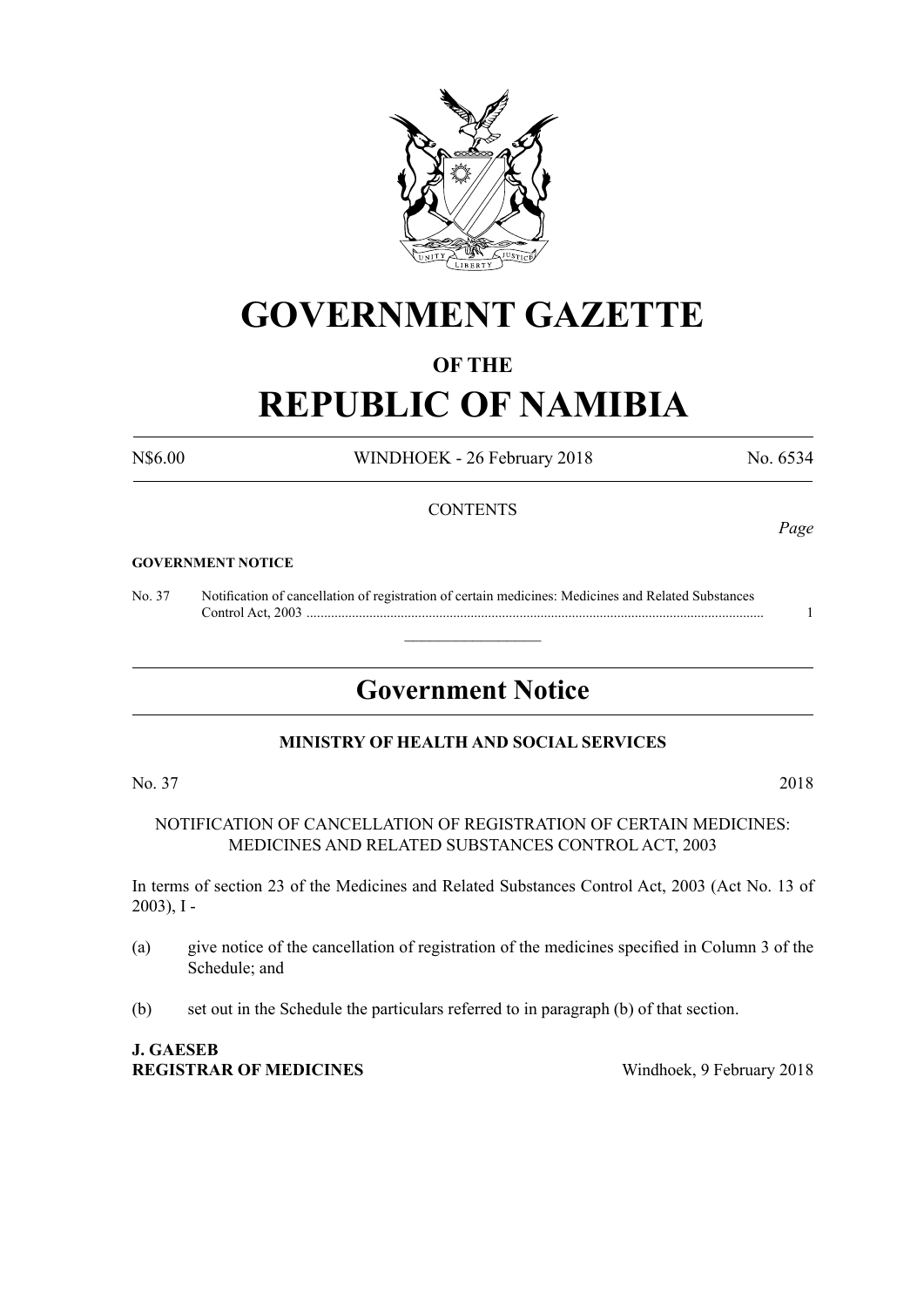# GOVERNMENT GAZETTE

### OF THE

# REPUBLIC OF NAMIBIA

N$6.00 | WINDHOEK - 26 February 2018 | No. 6534

CONTENTS

*Page*

**GOVERNMENT NOTICE**

No. 37 Notification of cancellation of registration of certain medicines: Medicines and Related Substances Control Act, 2003 .................................................................................................................................. 1

---

## Government Notice

**MINISTRY OF HEALTH AND SOCIAL SERVICES**

No. 37 2018

NOTIFICATION OF CANCELLATION OF REGISTRATION OF CERTAIN MEDICINES: MEDICINES AND RELATED SUBSTANCES CONTROL ACT, 2003

In terms of section 23 of the Medicines and Related Substances Control Act, 2003 (Act No. 13 of 2003), I -

(a) give notice of the cancellation of registration of the medicines specified in Column 3 of the Schedule; and

(b) set out in the Schedule the particulars referred to in paragraph (b) of that section.

**J. GAESEB**
**REGISTRAR OF MEDICINES** Windhoek, 9 February 2018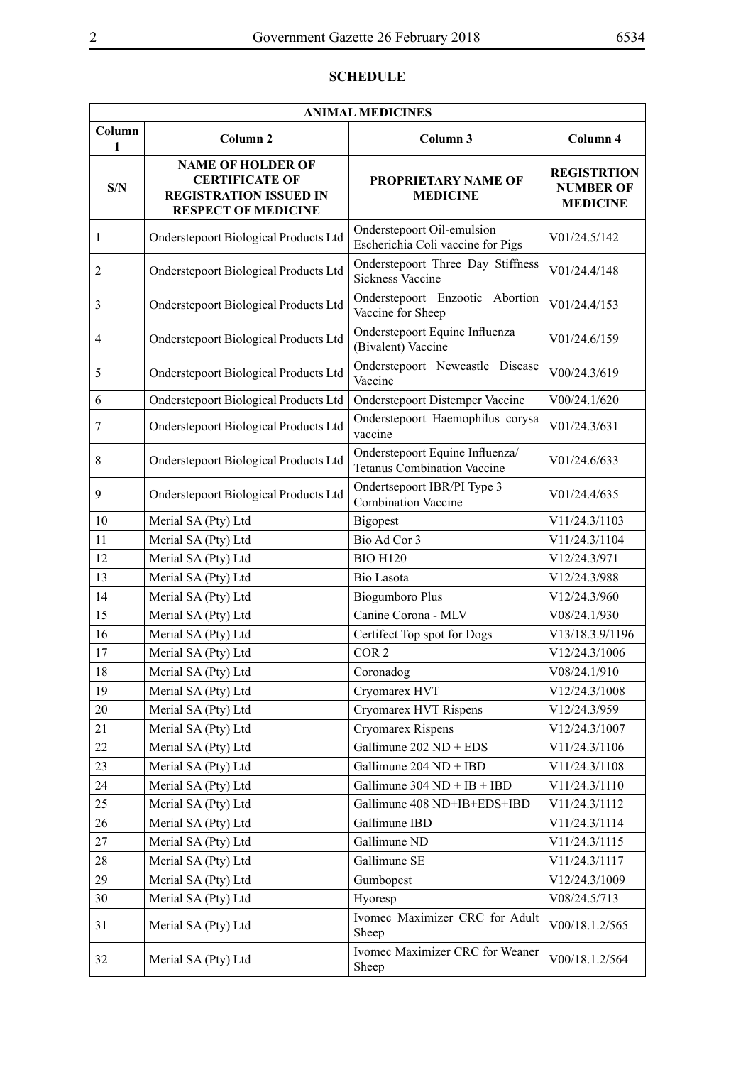## SCHEDULE

| ANIMAL MEDICINES | | | |
|---|---|---|---|
| Column 1 | Column 2 | Column 3 | Column 4 |
| **S/N** | **NAME OF HOLDER OF CERTIFICATE OF REGISTRATION ISSUED IN RESPECT OF MEDICINE** | **PROPRIETARY NAME OF MEDICINE** | **REGISTRTION NUMBER OF MEDICINE** |
| 1 | Onderstepoort Biological Products Ltd | Onderstepoort Oil-emulsion Escherichia Coli vaccine for Pigs | V01/24.5/142 |
| 2 | Onderstepoort Biological Products Ltd | Onderstepoort Three Day Stiffness Sickness Vaccine | V01/24.4/148 |
| 3 | Onderstepoort Biological Products Ltd | Onderstepoort Enzootic Abortion Vaccine for Sheep | V01/24.4/153 |
| 4 | Onderstepoort Biological Products Ltd | Onderstepoort Equine Influenza (Bivalent) Vaccine | V01/24.6/159 |
| 5 | Onderstepoort Biological Products Ltd | Onderstepoort Newcastle Disease Vaccine | V00/24.3/619 |
| 6 | Onderstepoort Biological Products Ltd | Onderstepoort Distemper Vaccine | V00/24.1/620 |
| 7 | Onderstepoort Biological Products Ltd | Onderstepoort Haemophilus corysa vaccine | V01/24.3/631 |
| 8 | Onderstepoort Biological Products Ltd | Onderstepoort Equine Influenza/ Tetanus Combination Vaccine | V01/24.6/633 |
| 9 | Onderstepoort Biological Products Ltd | Ondertsepoort IBR/PI Type 3 Combination Vaccine | V01/24.4/635 |
| 10 | Merial SA (Pty) Ltd | Bigopest | V11/24.3/1103 |
| 11 | Merial SA (Pty) Ltd | Bio Ad Cor 3 | V11/24.3/1104 |
| 12 | Merial SA (Pty) Ltd | BIO H120 | V12/24.3/971 |
| 13 | Merial SA (Pty) Ltd | Bio Lasota | V12/24.3/988 |
| 14 | Merial SA (Pty) Ltd | Biogumboro Plus | V12/24.3/960 |
| 15 | Merial SA (Pty) Ltd | Canine Corona - MLV | V08/24.1/930 |
| 16 | Merial SA (Pty) Ltd | Certifect Top spot for Dogs | V13/18.3.9/1196 |
| 17 | Merial SA (Pty) Ltd | COR 2 | V12/24.3/1006 |
| 18 | Merial SA (Pty) Ltd | Coronadog | V08/24.1/910 |
| 19 | Merial SA (Pty) Ltd | Cryomarex HVT | V12/24.3/1008 |
| 20 | Merial SA (Pty) Ltd | Cryomarex HVT Rispens | V12/24.3/959 |
| 21 | Merial SA (Pty) Ltd | Cryomarex Rispens | V12/24.3/1007 |
| 22 | Merial SA (Pty) Ltd | Gallimune 202 ND + EDS | V11/24.3/1106 |
| 23 | Merial SA (Pty) Ltd | Gallimune 204 ND + IBD | V11/24.3/1108 |
| 24 | Merial SA (Pty) Ltd | Gallimune 304 ND + IB + IBD | V11/24.3/1110 |
| 25 | Merial SA (Pty) Ltd | Gallimune 408 ND+IB+EDS+IBD | V11/24.3/1112 |
| 26 | Merial SA (Pty) Ltd | Gallimune IBD | V11/24.3/1114 |
| 27 | Merial SA (Pty) Ltd | Gallimune ND | V11/24.3/1115 |
| 28 | Merial SA (Pty) Ltd | Gallimune SE | V11/24.3/1117 |
| 29 | Merial SA (Pty) Ltd | Gumbopest | V12/24.3/1009 |
| 30 | Merial SA (Pty) Ltd | Hyoresp | V08/24.5/713 |
| 31 | Merial SA (Pty) Ltd | Ivomec Maximizer CRC for Adult Sheep | V00/18.1.2/565 |
| 32 | Merial SA (Pty) Ltd | Ivomec Maximizer CRC for Weaner Sheep | V00/18.1.2/564 |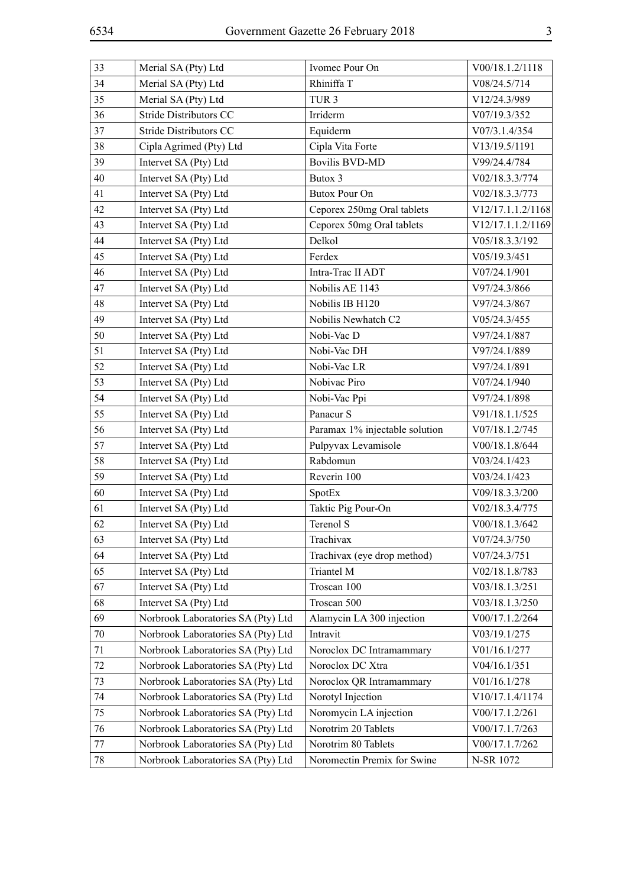| 33 | Merial SA (Pty) Ltd | Ivomec Pour On | V00/18.1.2/1118 |
|---|---|---|---|
| 34 | Merial SA (Pty) Ltd | Rhiniffa T | V08/24.5/714 |
| 35 | Merial SA (Pty) Ltd | TUR 3 | V12/24.3/989 |
| 36 | Stride Distributors CC | Irriderm | V07/19.3/352 |
| 37 | Stride Distributors CC | Equiderm | V07/3.1.4/354 |
| 38 | Cipla Agrimed (Pty) Ltd | Cipla Vita Forte | V13/19.5/1191 |
| 39 | Intervet SA (Pty) Ltd | Bovilis BVD-MD | V99/24.4/784 |
| 40 | Intervet SA (Pty) Ltd | Butox 3 | V02/18.3.3/774 |
| 41 | Intervet SA (Pty) Ltd | Butox Pour On | V02/18.3.3/773 |
| 42 | Intervet SA (Pty) Ltd | Ceporex 250mg Oral tablets | V12/17.1.1.2/1168 |
| 43 | Intervet SA (Pty) Ltd | Ceporex 50mg Oral tablets | V12/17.1.1.2/1169 |
| 44 | Intervet SA (Pty) Ltd | Delkol | V05/18.3.3/192 |
| 45 | Intervet SA (Pty) Ltd | Ferdex | V05/19.3/451 |
| 46 | Intervet SA (Pty) Ltd | Intra-Trac II ADT | V07/24.1/901 |
| 47 | Intervet SA (Pty) Ltd | Nobilis AE 1143 | V97/24.3/866 |
| 48 | Intervet SA (Pty) Ltd | Nobilis IB H120 | V97/24.3/867 |
| 49 | Intervet SA (Pty) Ltd | Nobilis Newhatch C2 | V05/24.3/455 |
| 50 | Intervet SA (Pty) Ltd | Nobi-Vac D | V97/24.1/887 |
| 51 | Intervet SA (Pty) Ltd | Nobi-Vac DH | V97/24.1/889 |
| 52 | Intervet SA (Pty) Ltd | Nobi-Vac LR | V97/24.1/891 |
| 53 | Intervet SA (Pty) Ltd | Nobivac Piro | V07/24.1/940 |
| 54 | Intervet SA (Pty) Ltd | Nobi-Vac Ppi | V97/24.1/898 |
| 55 | Intervet SA (Pty) Ltd | Panacur S | V91/18.1.1/525 |
| 56 | Intervet SA (Pty) Ltd | Paramax 1% injectable solution | V07/18.1.2/745 |
| 57 | Intervet SA (Pty) Ltd | Pulpyvax Levamisole | V00/18.1.8/644 |
| 58 | Intervet SA (Pty) Ltd | Rabdomun | V03/24.1/423 |
| 59 | Intervet SA (Pty) Ltd | Reverin 100 | V03/24.1/423 |
| 60 | Intervet SA (Pty) Ltd | SpotEx | V09/18.3.3/200 |
| 61 | Intervet SA (Pty) Ltd | Taktic Pig Pour-On | V02/18.3.4/775 |
| 62 | Intervet SA (Pty) Ltd | Terenol S | V00/18.1.3/642 |
| 63 | Intervet SA (Pty) Ltd | Trachivax | V07/24.3/750 |
| 64 | Intervet SA (Pty) Ltd | Trachivax (eye drop method) | V07/24.3/751 |
| 65 | Intervet SA (Pty) Ltd | Triantel M | V02/18.1.8/783 |
| 67 | Intervet SA (Pty) Ltd | Troscan 100 | V03/18.1.3/251 |
| 68 | Intervet SA (Pty) Ltd | Troscan 500 | V03/18.1.3/250 |
| 69 | Norbrook Laboratories SA (Pty) Ltd | Alamycin LA 300 injection | V00/17.1.2/264 |
| 70 | Norbrook Laboratories SA (Pty) Ltd | Intravit | V03/19.1/275 |
| 71 | Norbrook Laboratories SA (Pty) Ltd | Noroclox DC Intramammary | V01/16.1/277 |
| 72 | Norbrook Laboratories SA (Pty) Ltd | Noroclox DC Xtra | V04/16.1/351 |
| 73 | Norbrook Laboratories SA (Pty) Ltd | Noroclox QR Intramammary | V01/16.1/278 |
| 74 | Norbrook Laboratories SA (Pty) Ltd | Norotyl Injection | V10/17.1.4/1174 |
| 75 | Norbrook Laboratories SA (Pty) Ltd | Noromycin LA injection | V00/17.1.2/261 |
| 76 | Norbrook Laboratories SA (Pty) Ltd | Norotrim 20 Tablets | V00/17.1.7/263 |
| 77 | Norbrook Laboratories SA (Pty) Ltd | Norotrim 80 Tablets | V00/17.1.7/262 |
| 78 | Norbrook Laboratories SA (Pty) Ltd | Noromectin Premix for Swine | N-SR 1072 |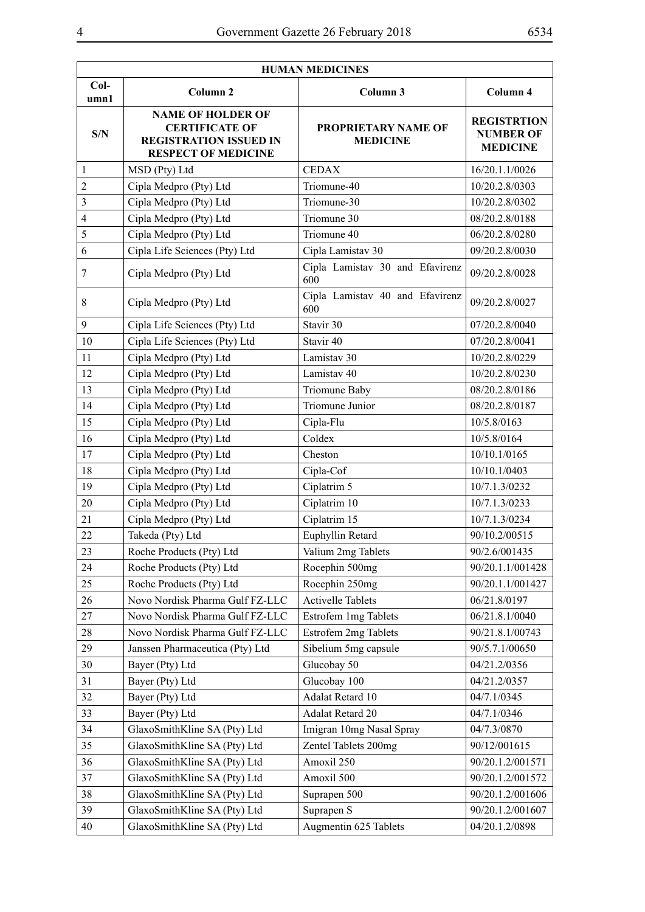| HUMAN MEDICINES | | | |
|---|---|---|---|
| Col-umn1 | Column 2 | Column 3 | Column 4 |
| S/N | NAME OF HOLDER OF CERTIFICATE OF REGISTRATION ISSUED IN RESPECT OF MEDICINE | PROPRIETARY NAME OF MEDICINE | REGISTRTION NUMBER OF MEDICINE |
| 1 | MSD (Pty) Ltd | CEDAX | 16/20.1.1/0026 |
| 2 | Cipla Medpro (Pty) Ltd | Triomune-40 | 10/20.2.8/0303 |
| 3 | Cipla Medpro (Pty) Ltd | Triomune-30 | 10/20.2.8/0302 |
| 4 | Cipla Medpro (Pty) Ltd | Triomune 30 | 08/20.2.8/0188 |
| 5 | Cipla Medpro (Pty) Ltd | Triomune 40 | 06/20.2.8/0280 |
| 6 | Cipla Life Sciences (Pty) Ltd | Cipla Lamistav 30 | 09/20.2.8/0030 |
| 7 | Cipla Medpro (Pty) Ltd | Cipla Lamistav 30 and Efavirenz 600 | 09/20.2.8/0028 |
| 8 | Cipla Medpro (Pty) Ltd | Cipla Lamistav 40 and Efavirenz 600 | 09/20.2.8/0027 |
| 9 | Cipla Life Sciences (Pty) Ltd | Stavir 30 | 07/20.2.8/0040 |
| 10 | Cipla Life Sciences (Pty) Ltd | Stavir 40 | 07/20.2.8/0041 |
| 11 | Cipla Medpro (Pty) Ltd | Lamistav 30 | 10/20.2.8/0229 |
| 12 | Cipla Medpro (Pty) Ltd | Lamistav 40 | 10/20.2.8/0230 |
| 13 | Cipla Medpro (Pty) Ltd | Triomune Baby | 08/20.2.8/0186 |
| 14 | Cipla Medpro (Pty) Ltd | Triomune Junior | 08/20.2.8/0187 |
| 15 | Cipla Medpro (Pty) Ltd | Cipla-Flu | 10/5.8/0163 |
| 16 | Cipla Medpro (Pty) Ltd | Coldex | 10/5.8/0164 |
| 17 | Cipla Medpro (Pty) Ltd | Cheston | 10/10.1/0165 |
| 18 | Cipla Medpro (Pty) Ltd | Cipla-Cof | 10/10.1/0403 |
| 19 | Cipla Medpro (Pty) Ltd | Ciplatrim 5 | 10/7.1.3/0232 |
| 20 | Cipla Medpro (Pty) Ltd | Ciplatrim 10 | 10/7.1.3/0233 |
| 21 | Cipla Medpro (Pty) Ltd | Ciplatrim 15 | 10/7.1.3/0234 |
| 22 | Takeda (Pty) Ltd | Euphyllin Retard | 90/10.2/00515 |
| 23 | Roche Products (Pty) Ltd | Valium 2mg Tablets | 90/2.6/001435 |
| 24 | Roche Products (Pty) Ltd | Rocephin 500mg | 90/20.1.1/001428 |
| 25 | Roche Products (Pty) Ltd | Rocephin 250mg | 90/20.1.1/001427 |
| 26 | Novo Nordisk Pharma Gulf FZ-LLC | Activelle Tablets | 06/21.8/0197 |
| 27 | Novo Nordisk Pharma Gulf FZ-LLC | Estrofem 1mg Tablets | 06/21.8.1/0040 |
| 28 | Novo Nordisk Pharma Gulf FZ-LLC | Estrofem 2mg Tablets | 90/21.8.1/00743 |
| 29 | Janssen Pharmaceutica (Pty) Ltd | Sibelium 5mg capsule | 90/5.7.1/00650 |
| 30 | Bayer (Pty) Ltd | Glucobay 50 | 04/21.2/0356 |
| 31 | Bayer (Pty) Ltd | Glucobay 100 | 04/21.2/0357 |
| 32 | Bayer (Pty) Ltd | Adalat Retard 10 | 04/7.1/0345 |
| 33 | Bayer (Pty) Ltd | Adalat Retard 20 | 04/7.1/0346 |
| 34 | GlaxoSmithKline SA (Pty) Ltd | Imigran 10mg Nasal Spray | 04/7.3/0870 |
| 35 | GlaxoSmithKline SA (Pty) Ltd | Zentel Tablets 200mg | 90/12/001615 |
| 36 | GlaxoSmithKline SA (Pty) Ltd | Amoxil 250 | 90/20.1.2/001571 |
| 37 | GlaxoSmithKline SA (Pty) Ltd | Amoxil 500 | 90/20.1.2/001572 |
| 38 | GlaxoSmithKline SA (Pty) Ltd | Suprapen 500 | 90/20.1.2/001606 |
| 39 | GlaxoSmithKline SA (Pty) Ltd | Suprapen S | 90/20.1.2/001607 |
| 40 | GlaxoSmithKline SA (Pty) Ltd | Augmentin 625 Tablets | 04/20.1.2/0898 |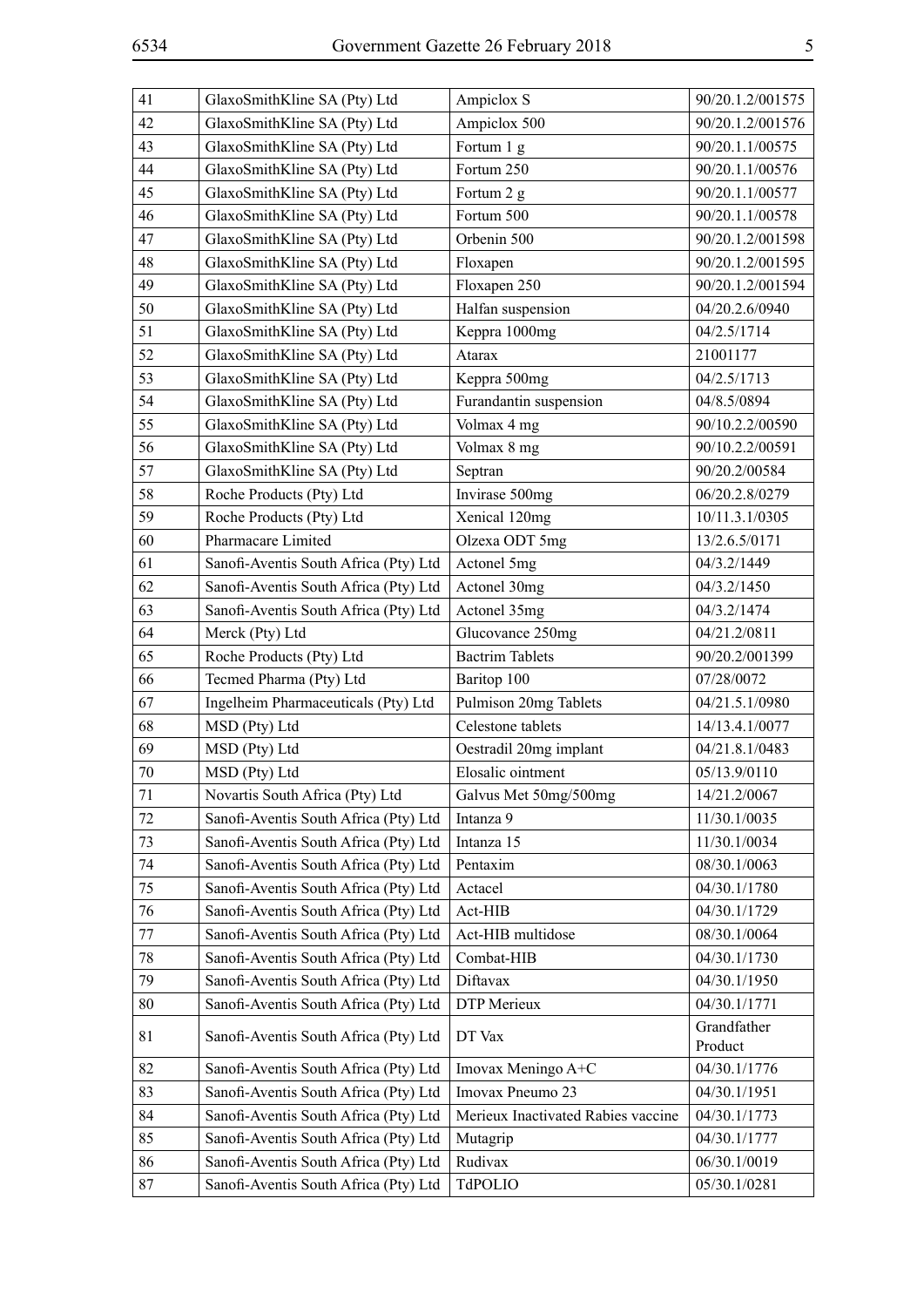| 41 | GlaxoSmithKline SA (Pty) Ltd | Ampiclox S | 90/20.1.2/001575 |
|---|---|---|---|
| 42 | GlaxoSmithKline SA (Pty) Ltd | Ampiclox 500 | 90/20.1.2/001576 |
| 43 | GlaxoSmithKline SA (Pty) Ltd | Fortum 1 g | 90/20.1.1/00575 |
| 44 | GlaxoSmithKline SA (Pty) Ltd | Fortum 250 | 90/20.1.1/00576 |
| 45 | GlaxoSmithKline SA (Pty) Ltd | Fortum 2 g | 90/20.1.1/00577 |
| 46 | GlaxoSmithKline SA (Pty) Ltd | Fortum 500 | 90/20.1.1/00578 |
| 47 | GlaxoSmithKline SA (Pty) Ltd | Orbenin 500 | 90/20.1.2/001598 |
| 48 | GlaxoSmithKline SA (Pty) Ltd | Floxapen | 90/20.1.2/001595 |
| 49 | GlaxoSmithKline SA (Pty) Ltd | Floxapen 250 | 90/20.1.2/001594 |
| 50 | GlaxoSmithKline SA (Pty) Ltd | Halfan suspension | 04/20.2.6/0940 |
| 51 | GlaxoSmithKline SA (Pty) Ltd | Keppra 1000mg | 04/2.5/1714 |
| 52 | GlaxoSmithKline SA (Pty) Ltd | Atarax | 21001177 |
| 53 | GlaxoSmithKline SA (Pty) Ltd | Keppra 500mg | 04/2.5/1713 |
| 54 | GlaxoSmithKline SA (Pty) Ltd | Furandantin suspension | 04/8.5/0894 |
| 55 | GlaxoSmithKline SA (Pty) Ltd | Volmax 4 mg | 90/10.2.2/00590 |
| 56 | GlaxoSmithKline SA (Pty) Ltd | Volmax 8 mg | 90/10.2.2/00591 |
| 57 | GlaxoSmithKline SA (Pty) Ltd | Septran | 90/20.2/00584 |
| 58 | Roche Products (Pty) Ltd | Invirase 500mg | 06/20.2.8/0279 |
| 59 | Roche Products (Pty) Ltd | Xenical 120mg | 10/11.3.1/0305 |
| 60 | Pharmacare Limited | Olzexa ODT 5mg | 13/2.6.5/0171 |
| 61 | Sanofi-Aventis South Africa (Pty) Ltd | Actonel 5mg | 04/3.2/1449 |
| 62 | Sanofi-Aventis South Africa (Pty) Ltd | Actonel 30mg | 04/3.2/1450 |
| 63 | Sanofi-Aventis South Africa (Pty) Ltd | Actonel 35mg | 04/3.2/1474 |
| 64 | Merck (Pty) Ltd | Glucovance 250mg | 04/21.2/0811 |
| 65 | Roche Products (Pty) Ltd | Bactrim Tablets | 90/20.2/001399 |
| 66 | Tecmed Pharma (Pty) Ltd | Baritop 100 | 07/28/0072 |
| 67 | Ingelheim Pharmaceuticals (Pty) Ltd | Pulmison 20mg Tablets | 04/21.5.1/0980 |
| 68 | MSD (Pty) Ltd | Celestone tablets | 14/13.4.1/0077 |
| 69 | MSD (Pty) Ltd | Oestradil 20mg implant | 04/21.8.1/0483 |
| 70 | MSD (Pty) Ltd | Elosalic ointment | 05/13.9/0110 |
| 71 | Novartis South Africa (Pty) Ltd | Galvus Met 50mg/500mg | 14/21.2/0067 |
| 72 | Sanofi-Aventis South Africa (Pty) Ltd | Intanza 9 | 11/30.1/0035 |
| 73 | Sanofi-Aventis South Africa (Pty) Ltd | Intanza 15 | 11/30.1/0034 |
| 74 | Sanofi-Aventis South Africa (Pty) Ltd | Pentaxim | 08/30.1/0063 |
| 75 | Sanofi-Aventis South Africa (Pty) Ltd | Actacel | 04/30.1/1780 |
| 76 | Sanofi-Aventis South Africa (Pty) Ltd | Act-HIB | 04/30.1/1729 |
| 77 | Sanofi-Aventis South Africa (Pty) Ltd | Act-HIB multidose | 08/30.1/0064 |
| 78 | Sanofi-Aventis South Africa (Pty) Ltd | Combat-HIB | 04/30.1/1730 |
| 79 | Sanofi-Aventis South Africa (Pty) Ltd | Diftavax | 04/30.1/1950 |
| 80 | Sanofi-Aventis South Africa (Pty) Ltd | DTP Merieux | 04/30.1/1771 |
| 81 | Sanofi-Aventis South Africa (Pty) Ltd | DT Vax | Grandfather Product |
| 82 | Sanofi-Aventis South Africa (Pty) Ltd | Imovax Meningo A+C | 04/30.1/1776 |
| 83 | Sanofi-Aventis South Africa (Pty) Ltd | Imovax Pneumo 23 | 04/30.1/1951 |
| 84 | Sanofi-Aventis South Africa (Pty) Ltd | Merieux Inactivated Rabies vaccine | 04/30.1/1773 |
| 85 | Sanofi-Aventis South Africa (Pty) Ltd | Mutagrip | 04/30.1/1777 |
| 86 | Sanofi-Aventis South Africa (Pty) Ltd | Rudivax | 06/30.1/0019 |
| 87 | Sanofi-Aventis South Africa (Pty) Ltd | TdPOLIO | 05/30.1/0281 |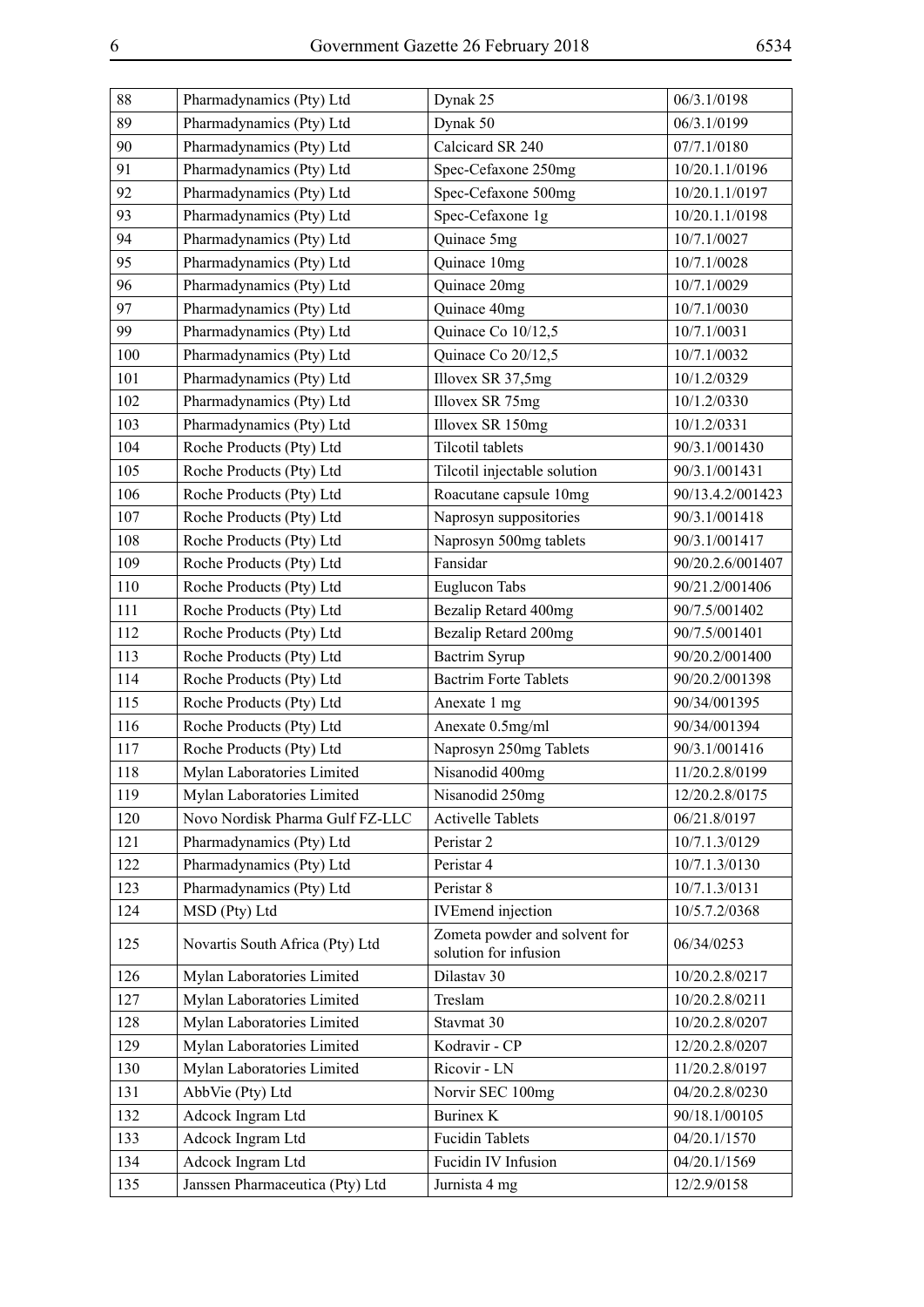| 88 | Pharmadynamics (Pty) Ltd | Dynak 25 | 06/3.1/0198 |
|---|---|---|---|
| 89 | Pharmadynamics (Pty) Ltd | Dynak 50 | 06/3.1/0199 |
| 90 | Pharmadynamics (Pty) Ltd | Calcicard SR 240 | 07/7.1/0180 |
| 91 | Pharmadynamics (Pty) Ltd | Spec-Cefaxone 250mg | 10/20.1.1/0196 |
| 92 | Pharmadynamics (Pty) Ltd | Spec-Cefaxone 500mg | 10/20.1.1/0197 |
| 93 | Pharmadynamics (Pty) Ltd | Spec-Cefaxone 1g | 10/20.1.1/0198 |
| 94 | Pharmadynamics (Pty) Ltd | Quinace 5mg | 10/7.1/0027 |
| 95 | Pharmadynamics (Pty) Ltd | Quinace 10mg | 10/7.1/0028 |
| 96 | Pharmadynamics (Pty) Ltd | Quinace 20mg | 10/7.1/0029 |
| 97 | Pharmadynamics (Pty) Ltd | Quinace 40mg | 10/7.1/0030 |
| 99 | Pharmadynamics (Pty) Ltd | Quinace Co 10/12,5 | 10/7.1/0031 |
| 100 | Pharmadynamics (Pty) Ltd | Quinace Co 20/12,5 | 10/7.1/0032 |
| 101 | Pharmadynamics (Pty) Ltd | Illovex SR 37,5mg | 10/1.2/0329 |
| 102 | Pharmadynamics (Pty) Ltd | Illovex SR 75mg | 10/1.2/0330 |
| 103 | Pharmadynamics (Pty) Ltd | Illovex SR 150mg | 10/1.2/0331 |
| 104 | Roche Products (Pty) Ltd | Tilcotil tablets | 90/3.1/001430 |
| 105 | Roche Products (Pty) Ltd | Tilcotil injectable solution | 90/3.1/001431 |
| 106 | Roche Products (Pty) Ltd | Roacutane capsule 10mg | 90/13.4.2/001423 |
| 107 | Roche Products (Pty) Ltd | Naprosyn suppositories | 90/3.1/001418 |
| 108 | Roche Products (Pty) Ltd | Naprosyn 500mg tablets | 90/3.1/001417 |
| 109 | Roche Products (Pty) Ltd | Fansidar | 90/20.2.6/001407 |
| 110 | Roche Products (Pty) Ltd | Euglucon Tabs | 90/21.2/001406 |
| 111 | Roche Products (Pty) Ltd | Bezalip Retard 400mg | 90/7.5/001402 |
| 112 | Roche Products (Pty) Ltd | Bezalip Retard 200mg | 90/7.5/001401 |
| 113 | Roche Products (Pty) Ltd | Bactrim Syrup | 90/20.2/001400 |
| 114 | Roche Products (Pty) Ltd | Bactrim Forte Tablets | 90/20.2/001398 |
| 115 | Roche Products (Pty) Ltd | Anexate 1 mg | 90/34/001395 |
| 116 | Roche Products (Pty) Ltd | Anexate 0.5mg/ml | 90/34/001394 |
| 117 | Roche Products (Pty) Ltd | Naprosyn 250mg Tablets | 90/3.1/001416 |
| 118 | Mylan Laboratories Limited | Nisanodid 400mg | 11/20.2.8/0199 |
| 119 | Mylan Laboratories Limited | Nisanodid 250mg | 12/20.2.8/0175 |
| 120 | Novo Nordisk Pharma Gulf FZ-LLC | Activelle Tablets | 06/21.8/0197 |
| 121 | Pharmadynamics (Pty) Ltd | Peristar 2 | 10/7.1.3/0129 |
| 122 | Pharmadynamics (Pty) Ltd | Peristar 4 | 10/7.1.3/0130 |
| 123 | Pharmadynamics (Pty) Ltd | Peristar 8 | 10/7.1.3/0131 |
| 124 | MSD (Pty) Ltd | IVEmend injection | 10/5.7.2/0368 |
| 125 | Novartis South Africa (Pty) Ltd | Zometa powder and solvent for solution for infusion | 06/34/0253 |
| 126 | Mylan Laboratories Limited | Dilastav 30 | 10/20.2.8/0217 |
| 127 | Mylan Laboratories Limited | Treslam | 10/20.2.8/0211 |
| 128 | Mylan Laboratories Limited | Stavmat 30 | 10/20.2.8/0207 |
| 129 | Mylan Laboratories Limited | Kodravir - CP | 12/20.2.8/0207 |
| 130 | Mylan Laboratories Limited | Ricovir - LN | 11/20.2.8/0197 |
| 131 | AbbVie (Pty) Ltd | Norvir SEC 100mg | 04/20.2.8/0230 |
| 132 | Adcock Ingram Ltd | Burinex K | 90/18.1/00105 |
| 133 | Adcock Ingram Ltd | Fucidin Tablets | 04/20.1/1570 |
| 134 | Adcock Ingram Ltd | Fucidin IV Infusion | 04/20.1/1569 |
| 135 | Janssen Pharmaceutica (Pty) Ltd | Jurnista 4 mg | 12/2.9/0158 |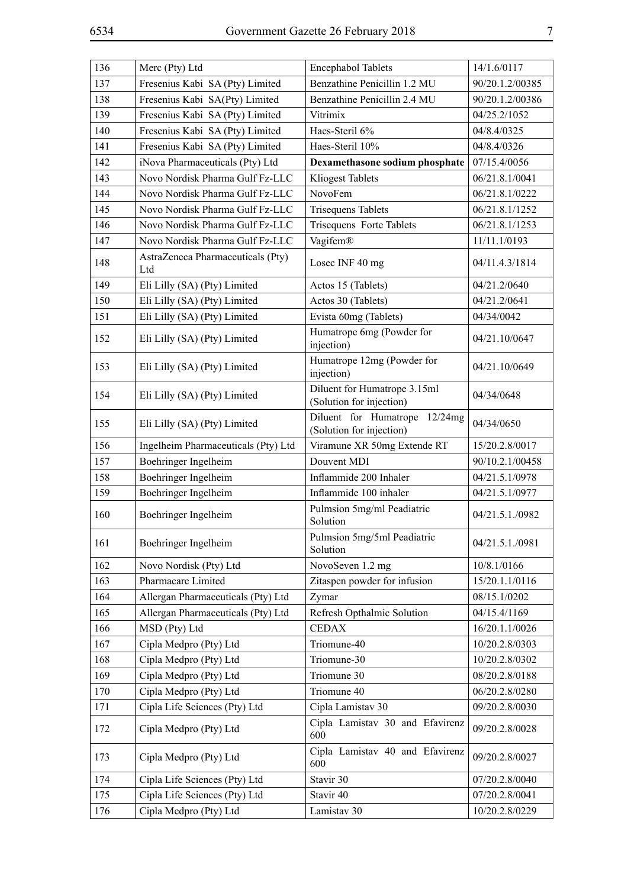| 136 | Merc (Pty) Ltd | Encephabol Tablets | 14/1.6/0117 |
|---|---|---|---|
| 137 | Fresenius Kabi SA (Pty) Limited | Benzathine Penicillin 1.2 MU | 90/20.1.2/00385 |
| 138 | Fresenius Kabi SA(Pty) Limited | Benzathine Penicillin 2.4 MU | 90/20.1.2/00386 |
| 139 | Fresenius Kabi SA (Pty) Limited | Vitrimix | 04/25.2/1052 |
| 140 | Fresenius Kabi SA (Pty) Limited | Haes-Steril 6% | 04/8.4/0325 |
| 141 | Fresenius Kabi SA (Pty) Limited | Haes-Steril 10% | 04/8.4/0326 |
| 142 | iNova Pharmaceuticals (Pty) Ltd | **Dexamethasone sodium phosphate** | 07/15.4/0056 |
| 143 | Novo Nordisk Pharma Gulf Fz-LLC | Kliogest Tablets | 06/21.8.1/0041 |
| 144 | Novo Nordisk Pharma Gulf Fz-LLC | NovoFem | 06/21.8.1/0222 |
| 145 | Novo Nordisk Pharma Gulf Fz-LLC | Trisequens Tablets | 06/21.8.1/1252 |
| 146 | Novo Nordisk Pharma Gulf Fz-LLC | Trisequens Forte Tablets | 06/21.8.1/1253 |
| 147 | Novo Nordisk Pharma Gulf Fz-LLC | Vagifem® | 11/11.1/0193 |
| 148 | AstraZeneca Pharmaceuticals (Pty) Ltd | Losec INF 40 mg | 04/11.4.3/1814 |
| 149 | Eli Lilly (SA) (Pty) Limited | Actos 15 (Tablets) | 04/21.2/0640 |
| 150 | Eli Lilly (SA) (Pty) Limited | Actos 30 (Tablets) | 04/21.2/0641 |
| 151 | Eli Lilly (SA) (Pty) Limited | Evista 60mg (Tablets) | 04/34/0042 |
| 152 | Eli Lilly (SA) (Pty) Limited | Humatrope 6mg (Powder for injection) | 04/21.10/0647 |
| 153 | Eli Lilly (SA) (Pty) Limited | Humatrope 12mg (Powder for injection) | 04/21.10/0649 |
| 154 | Eli Lilly (SA) (Pty) Limited | Diluent for Humatrope 3.15ml (Solution for injection) | 04/34/0648 |
| 155 | Eli Lilly (SA) (Pty) Limited | Diluent for Humatrope 12/24mg (Solution for injection) | 04/34/0650 |
| 156 | Ingelheim Pharmaceuticals (Pty) Ltd | Viramune XR 50mg Extende RT | 15/20.2.8/0017 |
| 157 | Boehringer Ingelheim | Douvent MDI | 90/10.2.1/00458 |
| 158 | Boehringer Ingelheim | Inflammide 200 Inhaler | 04/21.5.1/0978 |
| 159 | Boehringer Ingelheim | Inflammide 100 inhaler | 04/21.5.1/0977 |
| 160 | Boehringer Ingelheim | Pulmsion 5mg/ml Peadiatric Solution | 04/21.5.1./0982 |
| 161 | Boehringer Ingelheim | Pulmsion 5mg/5ml Peadiatric Solution | 04/21.5.1./0981 |
| 162 | Novo Nordisk (Pty) Ltd | NovoSeven 1.2 mg | 10/8.1/0166 |
| 163 | Pharmacare Limited | Zitaspen powder for infusion | 15/20.1.1/0116 |
| 164 | Allergan Pharmaceuticals (Pty) Ltd | Zymar | 08/15.1/0202 |
| 165 | Allergan Pharmaceuticals (Pty) Ltd | Refresh Opthalmic Solution | 04/15.4/1169 |
| 166 | MSD (Pty) Ltd | CEDAX | 16/20.1.1/0026 |
| 167 | Cipla Medpro (Pty) Ltd | Triomune-40 | 10/20.2.8/0303 |
| 168 | Cipla Medpro (Pty) Ltd | Triomune-30 | 10/20.2.8/0302 |
| 169 | Cipla Medpro (Pty) Ltd | Triomune 30 | 08/20.2.8/0188 |
| 170 | Cipla Medpro (Pty) Ltd | Triomune 40 | 06/20.2.8/0280 |
| 171 | Cipla Life Sciences (Pty) Ltd | Cipla Lamistav 30 | 09/20.2.8/0030 |
| 172 | Cipla Medpro (Pty) Ltd | Cipla Lamistav 30 and Efavirenz 600 | 09/20.2.8/0028 |
| 173 | Cipla Medpro (Pty) Ltd | Cipla Lamistav 40 and Efavirenz 600 | 09/20.2.8/0027 |
| 174 | Cipla Life Sciences (Pty) Ltd | Stavir 30 | 07/20.2.8/0040 |
| 175 | Cipla Life Sciences (Pty) Ltd | Stavir 40 | 07/20.2.8/0041 |
| 176 | Cipla Medpro (Pty) Ltd | Lamistav 30 | 10/20.2.8/0229 |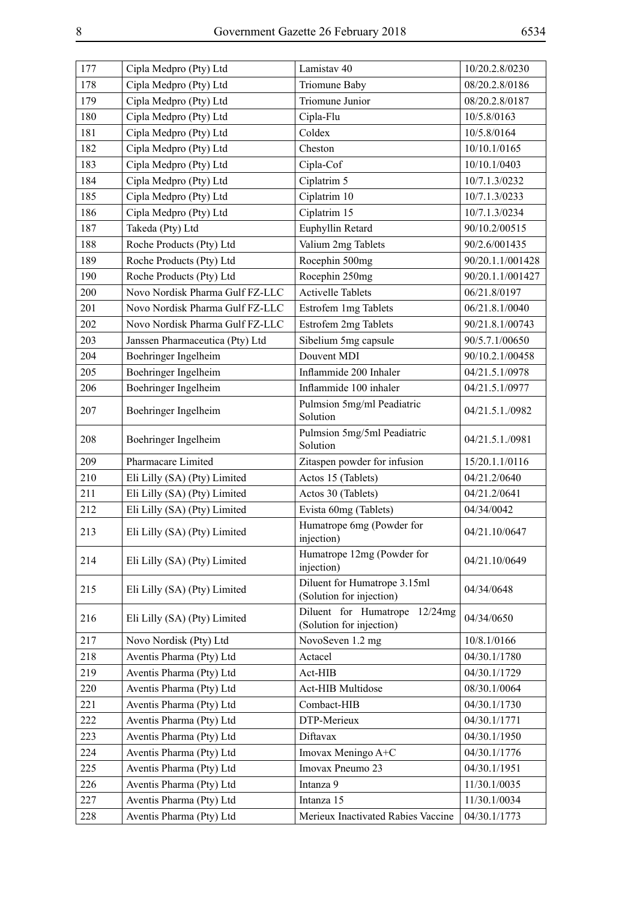| 177 | Cipla Medpro (Pty) Ltd | Lamistav 40 | 10/20.2.8/0230 |
|---|---|---|---|
| 178 | Cipla Medpro (Pty) Ltd | Triomune Baby | 08/20.2.8/0186 |
| 179 | Cipla Medpro (Pty) Ltd | Triomune Junior | 08/20.2.8/0187 |
| 180 | Cipla Medpro (Pty) Ltd | Cipla-Flu | 10/5.8/0163 |
| 181 | Cipla Medpro (Pty) Ltd | Coldex | 10/5.8/0164 |
| 182 | Cipla Medpro (Pty) Ltd | Cheston | 10/10.1/0165 |
| 183 | Cipla Medpro (Pty) Ltd | Cipla-Cof | 10/10.1/0403 |
| 184 | Cipla Medpro (Pty) Ltd | Ciplatrim 5 | 10/7.1.3/0232 |
| 185 | Cipla Medpro (Pty) Ltd | Ciplatrim 10 | 10/7.1.3/0233 |
| 186 | Cipla Medpro (Pty) Ltd | Ciplatrim 15 | 10/7.1.3/0234 |
| 187 | Takeda (Pty) Ltd | Euphyllin Retard | 90/10.2/00515 |
| 188 | Roche Products (Pty) Ltd | Valium 2mg Tablets | 90/2.6/001435 |
| 189 | Roche Products (Pty) Ltd | Rocephin 500mg | 90/20.1.1/001428 |
| 190 | Roche Products (Pty) Ltd | Rocephin 250mg | 90/20.1.1/001427 |
| 200 | Novo Nordisk Pharma Gulf FZ-LLC | Activelle Tablets | 06/21.8/0197 |
| 201 | Novo Nordisk Pharma Gulf FZ-LLC | Estrofem 1mg Tablets | 06/21.8.1/0040 |
| 202 | Novo Nordisk Pharma Gulf FZ-LLC | Estrofem 2mg Tablets | 90/21.8.1/00743 |
| 203 | Janssen Pharmaceutica (Pty) Ltd | Sibelium 5mg capsule | 90/5.7.1/00650 |
| 204 | Boehringer Ingelheim | Douvent MDI | 90/10.2.1/00458 |
| 205 | Boehringer Ingelheim | Inflammide 200 Inhaler | 04/21.5.1/0978 |
| 206 | Boehringer Ingelheim | Inflammide 100 inhaler | 04/21.5.1/0977 |
| 207 | Boehringer Ingelheim | Pulmsion 5mg/ml Peadiatric Solution | 04/21.5.1./0982 |
| 208 | Boehringer Ingelheim | Pulmsion 5mg/5ml Peadiatric Solution | 04/21.5.1./0981 |
| 209 | Pharmacare Limited | Zitaspen powder for infusion | 15/20.1.1/0116 |
| 210 | Eli Lilly (SA) (Pty) Limited | Actos 15 (Tablets) | 04/21.2/0640 |
| 211 | Eli Lilly (SA) (Pty) Limited | Actos 30 (Tablets) | 04/21.2/0641 |
| 212 | Eli Lilly (SA) (Pty) Limited | Evista 60mg (Tablets) | 04/34/0042 |
| 213 | Eli Lilly (SA) (Pty) Limited | Humatrope 6mg (Powder for injection) | 04/21.10/0647 |
| 214 | Eli Lilly (SA) (Pty) Limited | Humatrope 12mg (Powder for injection) | 04/21.10/0649 |
| 215 | Eli Lilly (SA) (Pty) Limited | Diluent for Humatrope 3.15ml (Solution for injection) | 04/34/0648 |
| 216 | Eli Lilly (SA) (Pty) Limited | Diluent for Humatrope 12/24mg (Solution for injection) | 04/34/0650 |
| 217 | Novo Nordisk (Pty) Ltd | NovoSeven 1.2 mg | 10/8.1/0166 |
| 218 | Aventis Pharma (Pty) Ltd | Actacel | 04/30.1/1780 |
| 219 | Aventis Pharma (Pty) Ltd | Act-HIB | 04/30.1/1729 |
| 220 | Aventis Pharma (Pty) Ltd | Act-HIB Multidose | 08/30.1/0064 |
| 221 | Aventis Pharma (Pty) Ltd | Combact-HIB | 04/30.1/1730 |
| 222 | Aventis Pharma (Pty) Ltd | DTP-Merieux | 04/30.1/1771 |
| 223 | Aventis Pharma (Pty) Ltd | Diftavax | 04/30.1/1950 |
| 224 | Aventis Pharma (Pty) Ltd | Imovax Meningo A+C | 04/30.1/1776 |
| 225 | Aventis Pharma (Pty) Ltd | Imovax Pneumo 23 | 04/30.1/1951 |
| 226 | Aventis Pharma (Pty) Ltd | Intanza 9 | 11/30.1/0035 |
| 227 | Aventis Pharma (Pty) Ltd | Intanza 15 | 11/30.1/0034 |
| 228 | Aventis Pharma (Pty) Ltd | Merieux Inactivated Rabies Vaccine | 04/30.1/1773 |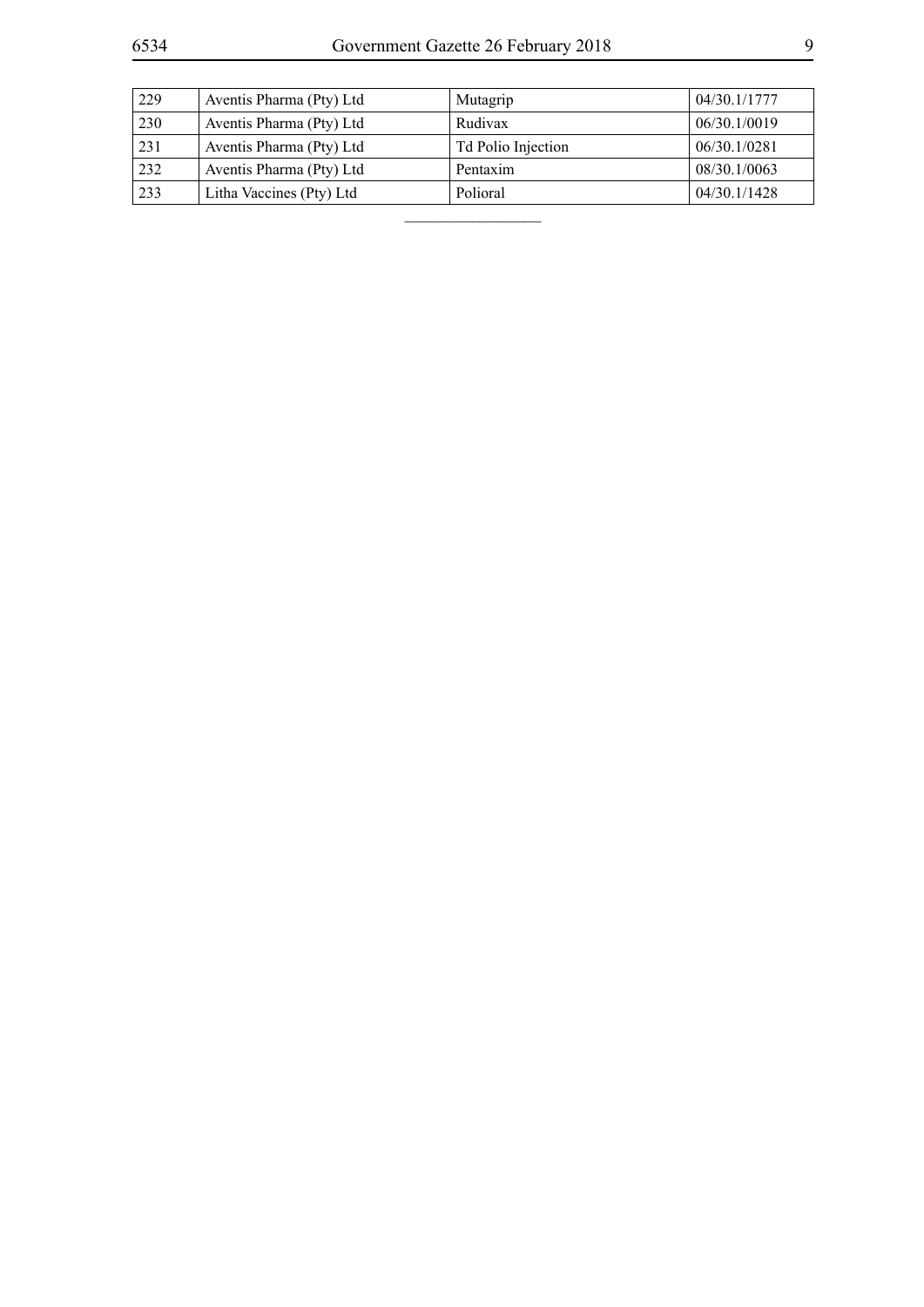| | | | |
|---|---|---|---|
| 229 | Aventis Pharma (Pty) Ltd | Mutagrip | 04/30.1/1777 |
| 230 | Aventis Pharma (Pty) Ltd | Rudivax | 06/30.1/0019 |
| 231 | Aventis Pharma (Pty) Ltd | Td Polio Injection | 06/30.1/0281 |
| 232 | Aventis Pharma (Pty) Ltd | Pentaxim | 08/30.1/0063 |
| 233 | Litha Vaccines (Pty) Ltd | Polioral | 04/30.1/1428 |